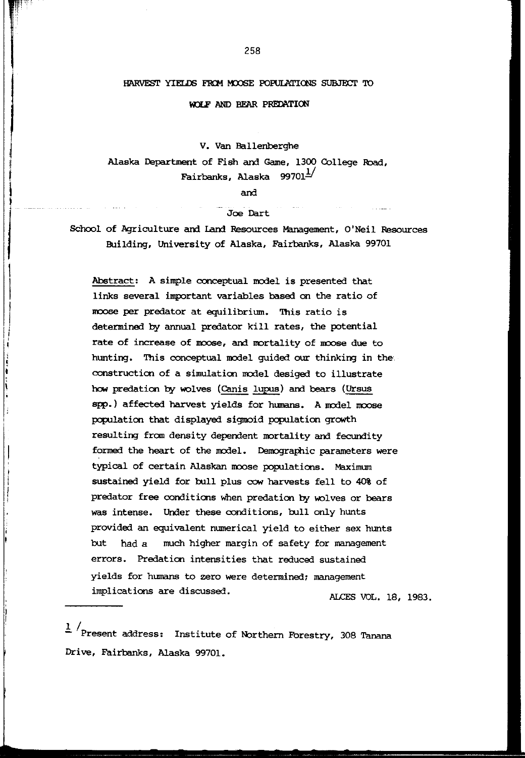# HARVEST YIELDS FROM MOOSE POPULATIONS SUBJECT TO WOLF AND BEAR PREDATION

V. Van Ballenberghe

Alaska Department of Fish and Game, 1300 College Road, Fairbanks, Alaska 99701[1]

and

Joe Dart

School of Agriculture and Land Resources Management, O'Neil Resources Building, University of Alaska, Fairbanks, Alaska 99701

Abstract: A simple conceptual model is presented that links several important variables based on the ratio of moose per predator at equilibrium. This ratio is determined by annual predator kill rates, the potential rate of increase of moose, and mortality of moose due to hunting. This conceptual model guided our thinking in the construction of a simulation model desiged to illustrate how predation by wolves (Canis lupus) and bears (Ursus spp.) affected harvest yields for humans. A model moose population that displayed sigmoid population growth resulting from density dependent mortality and fecundity formed the heart of the model. Demographic parameters were typical of certain Alaskan moose populations. Maximum sustained yield for bull plus cow harvests fell to 40% of predator free conditions when predation by wolves or bears was intense. Under these conditions, bull only hunts provided an equivalent numerical yield to either sex hunts but had a much higher margin of safety for management errors. Predation intensities that reduced sustained yields for humans to zero were determined; management implications are discussed.

ALCES VOL. 18, 1983.

---

[1] Present address: Institute of Northern Forestry, 308 Tanana Drive, Fairbanks, Alaska 99701.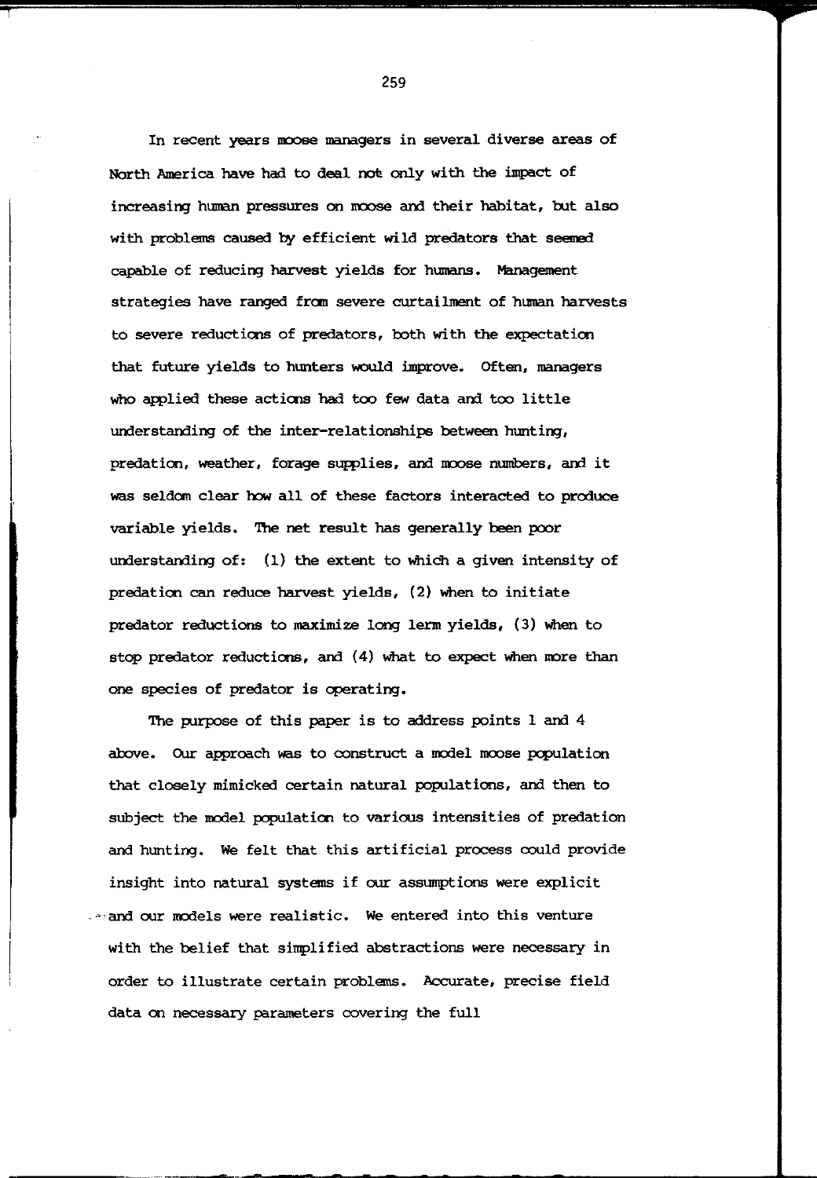In recent years moose managers in several diverse areas of North America have had to deal not only with the impact of increasing human pressures on moose and their habitat, but also with problems caused by efficient wild predators that seemed capable of reducing harvest yields for humans. Management strategies have ranged from severe curtailment of human harvests to severe reductions of predators, both with the expectation that future yields to hunters would improve. Often, managers who applied these actions had too few data and too little understanding of the inter-relationships between hunting, predation, weather, forage supplies, and moose numbers, and it was seldom clear how all of these factors interacted to produce variable yields. The net result has generally been poor understanding of: (1) the extent to which a given intensity of predation can reduce harvest yields, (2) when to initiate predator reductions to maximize long lerm yields, (3) when to stop predator reductions, and (4) what to expect when more than one species of predator is operating.

The purpose of this paper is to address points 1 and 4 above. Our approach was to construct a model moose population that closely mimicked certain natural populations, and then to subject the model population to various intensities of predation and hunting. We felt that this artificial process could provide insight into natural systems if our assumptions were explicit and our models were realistic. We entered into this venture with the belief that simplified abstractions were necessary in order to illustrate certain problems. Accurate, precise field data on necessary parameters covering the full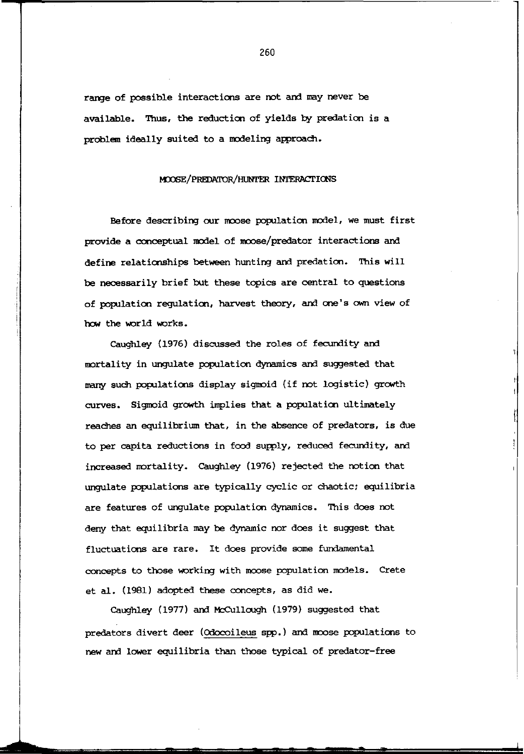range of possible interactions are not and may never be available. Thus, the reduction of yields by predation is a problem ideally suited to a modeling approach.

## MOOSE/PREDATOR/HUNTER INTERACTIONS

Before describing our moose population model, we must first provide a conceptual model of moose/predator interactions and define relationships between hunting and predation. This will be necessarily brief but these topics are central to questions of population regulation, harvest theory, and one's own view of how the world works.

Caughley (1976) discussed the roles of fecundity and mortality in ungulate population dynamics and suggested that many such populations display sigmoid (if not logistic) growth curves. Sigmoid growth implies that a population ultimately reaches an equilibrium that, in the absence of predators, is due to per capita reductions in food supply, reduced fecundity, and increased mortality. Caughley (1976) rejected the notion that ungulate populations are typically cyclic or chaotic; equilibria are features of ungulate population dynamics. This does not deny that equilibria may be dynamic nor does it suggest that fluctuations are rare. It does provide some fundamental concepts to those working with moose population models. Crete et al. (1981) adopted these concepts, as did we.

Caughley (1977) and McCullough (1979) suggested that predators divert deer (*Odocoileus* spp.) and moose populations to new and lower equilibria than those typical of predator-free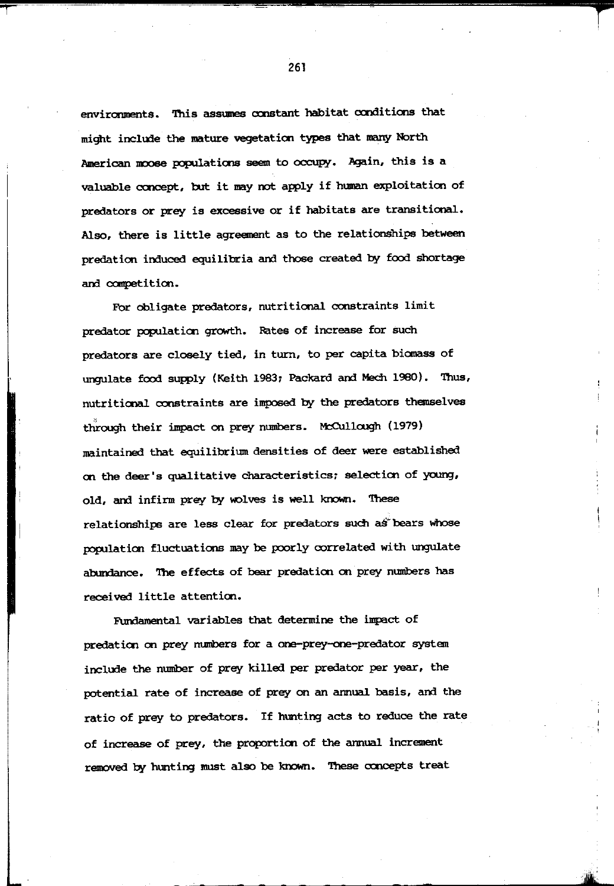environments. This assumes constant habitat conditions that might include the mature vegetation types that many North American moose populations seem to occupy. Again, this is a valuable concept, but it may not apply if human exploitation of predators or prey is excessive or if habitats are transitional. Also, there is little agreement as to the relationships between predation induced equilibria and those created by food shortage and competition.

For obligate predators, nutritional constraints limit predator population growth. Rates of increase for such predators are closely tied, in turn, to per capita biomass of ungulate food supply (Keith 1983; Packard and Mech 1980). Thus, nutritional constraints are imposed by the predators themselves through their impact on prey numbers. McCullough (1979) maintained that equilibrium densities of deer were established on the deer's qualitative characteristics; selection of young, old, and infirm prey by wolves is well known. These relationships are less clear for predators such as bears whose population fluctuations may be poorly correlated with ungulate abundance. The effects of bear predation on prey numbers has received little attention.

Fundamental variables that determine the impact of predation on prey numbers for a one-prey-one-predator system include the number of prey killed per predator per year, the potential rate of increase of prey on an annual basis, and the ratio of prey to predators. If hunting acts to reduce the rate of increase of prey, the proportion of the annual increment removed by hunting must also be known. These concepts treat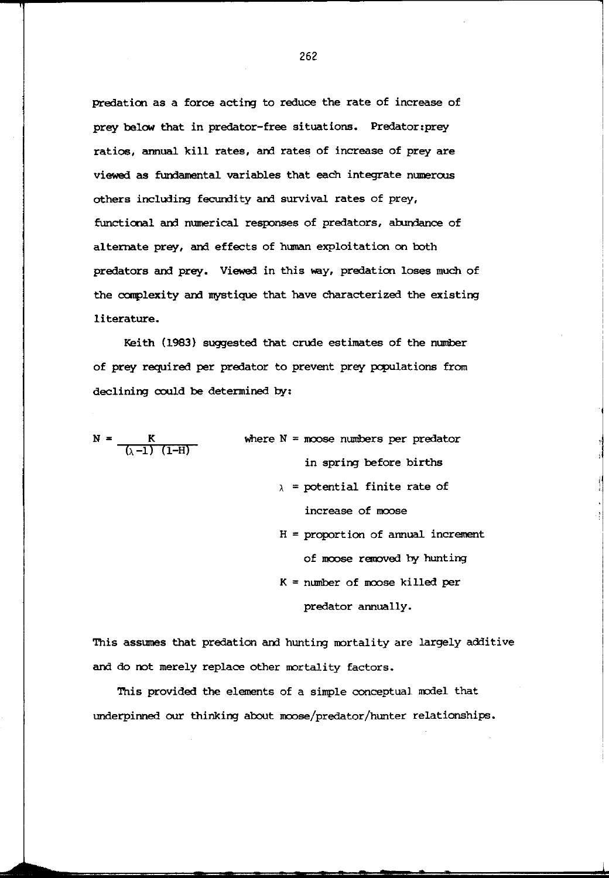predation as a force acting to reduce the rate of increase of prey below that in predator-free situations. Predator:prey ratios, annual kill rates, and rates of increase of prey are viewed as fundamental variables that each integrate numerous others including fecundity and survival rates of prey, functional and numerical responses of predators, abundance of alternate prey, and effects of human exploitation on both predators and prey. Viewed in this way, predation loses much of the complexity and mystique that have characterized the existing literature.

Keith (1983) suggested that crude estimates of the number of prey required per predator to prevent prey populations from declining could be determined by:

$$N = \frac{K}{(\lambda - 1)\ (1 - H)}$$

where $N$ = moose numbers per predator in spring before births

$\lambda$ = potential finite rate of increase of moose

$H$ = proportion of annual increment of moose removed by hunting

$K$ = number of moose killed per predator annually.

This assumes that predation and hunting mortality are largely additive and do not merely replace other mortality factors.

This provided the elements of a simple conceptual model that underpinned our thinking about moose/predator/hunter relationships.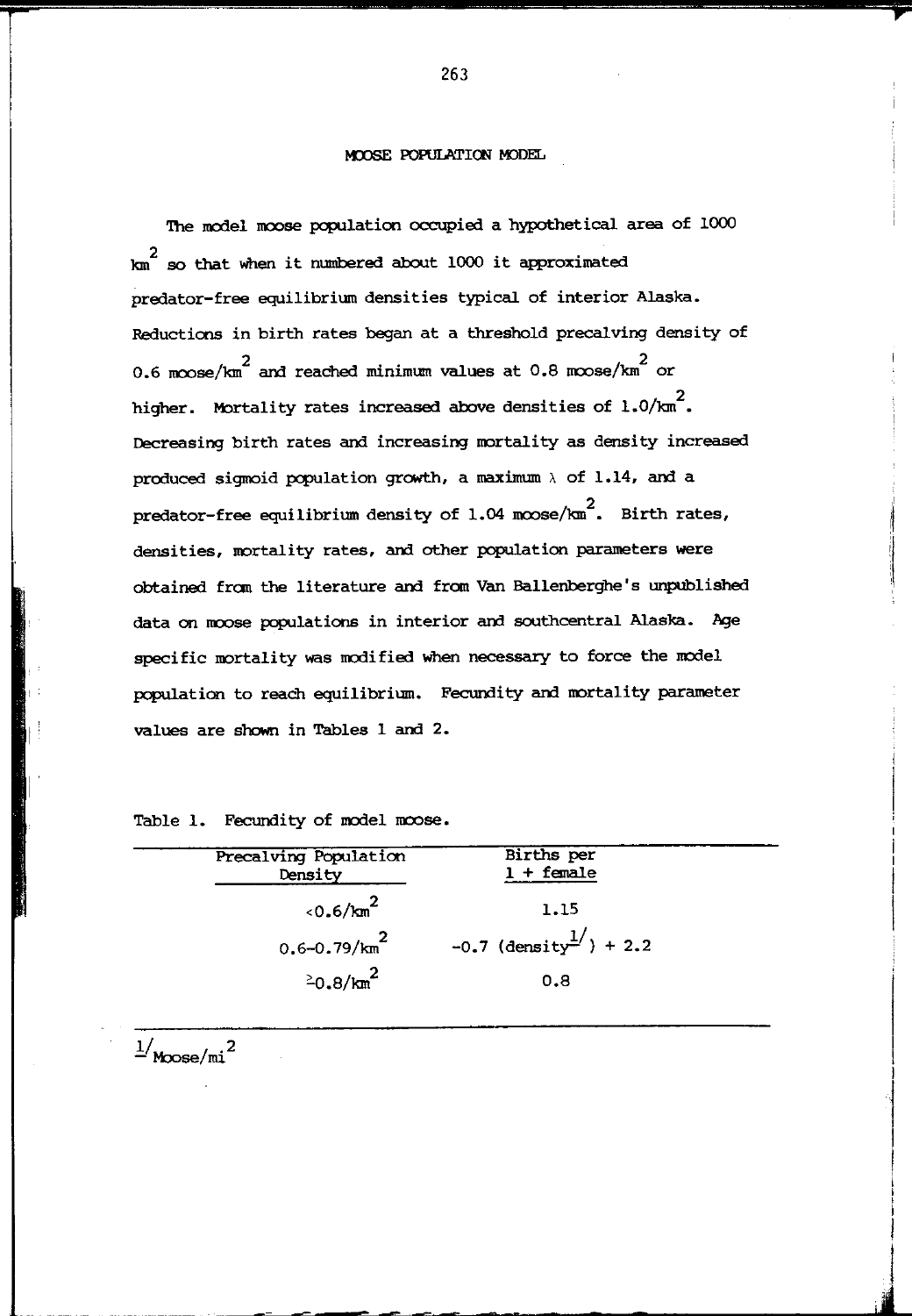## MOOSE POPULATION MODEL

The model moose population occupied a hypothetical area of 1000 $km^2$ so that when it numbered about 1000 it approximated predator-free equilibrium densities typical of interior Alaska. Reductions in birth rates began at a threshold precalving density of 0.6 moose/$km^2$ and reached minimum values at 0.8 moose/$km^2$ or higher. Mortality rates increased above densities of 1.0/$km^2$. Decreasing birth rates and increasing mortality as density increased produced sigmoid population growth, a maximum $\lambda$ of 1.14, and a predator-free equilibrium density of 1.04 moose/$km^2$. Birth rates, densities, mortality rates, and other population parameters were obtained from the literature and from Van Ballenberghe's unpublished data on moose populations in interior and southcentral Alaska. Age specific mortality was modified when necessary to force the model population to reach equilibrium. Fecundity and mortality parameter values are shown in Tables 1 and 2.

Table 1. Fecundity of model moose.

| Precalving Population Density | Births per 1 + female |
|---|---|
| <0.6/$km^2$ | 1.15 |
| 0.6–0.79/$km^2$ | -0.7 (density[1]) + 2.2 |
| ≥0.8/$km^2$ | 0.8 |

[1] Moose/$mi^2$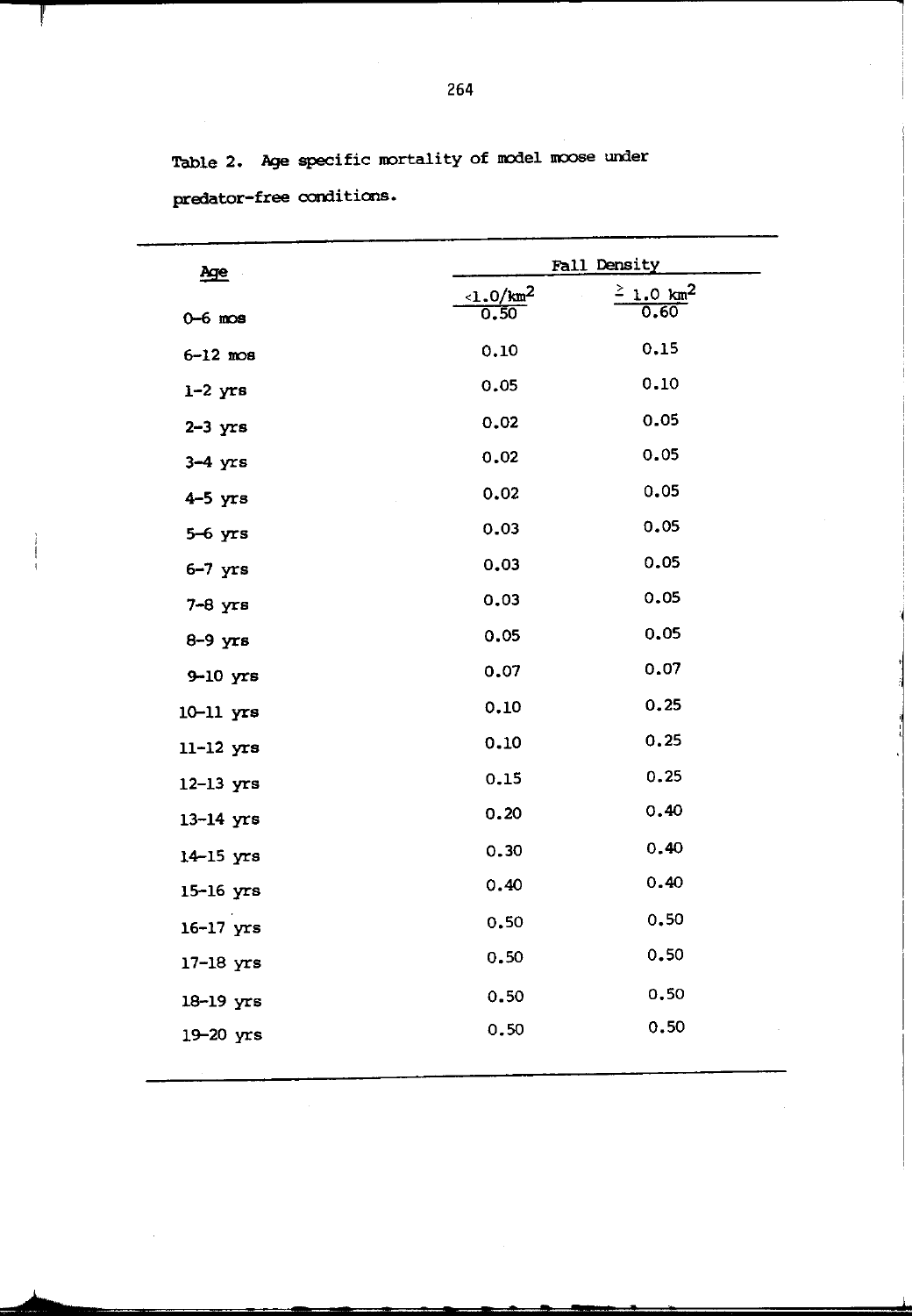Table 2. Age specific mortality of model moose under predator-free conditions.

| Age | Fall Density | |
|---|---|---|
| | <1.0/km$^2$ | ≥ 1.0 km$^2$ |
| 0-6 mos | 0.50 | 0.60 |
| 6-12 mos | 0.10 | 0.15 |
| 1-2 yrs | 0.05 | 0.10 |
| 2-3 yrs | 0.02 | 0.05 |
| 3-4 yrs | 0.02 | 0.05 |
| 4-5 yrs | 0.02 | 0.05 |
| 5-6 yrs | 0.03 | 0.05 |
| 6-7 yrs | 0.03 | 0.05 |
| 7-8 yrs | 0.03 | 0.05 |
| 8-9 yrs | 0.05 | 0.05 |
| 9-10 yrs | 0.07 | 0.07 |
| 10-11 yrs | 0.10 | 0.25 |
| 11-12 yrs | 0.10 | 0.25 |
| 12-13 yrs | 0.15 | 0.25 |
| 13-14 yrs | 0.20 | 0.40 |
| 14-15 yrs | 0.30 | 0.40 |
| 15-16 yrs | 0.40 | 0.40 |
| 16-17 yrs | 0.50 | 0.50 |
| 17-18 yrs | 0.50 | 0.50 |
| 18-19 yrs | 0.50 | 0.50 |
| 19-20 yrs | 0.50 | 0.50 |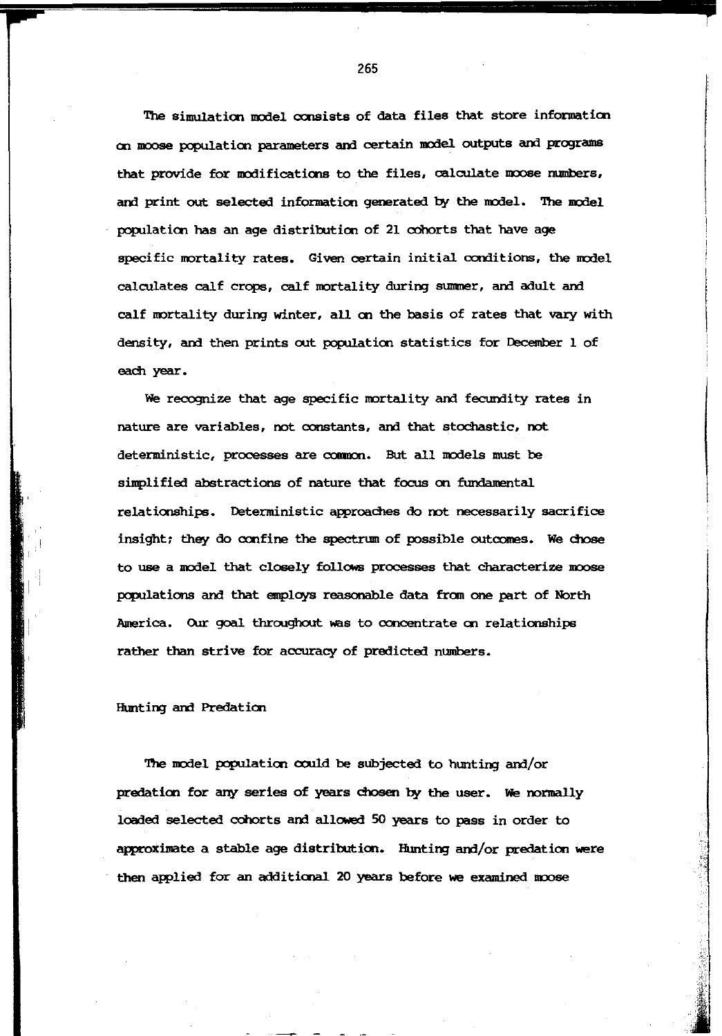The simulation model consists of data files that store information on moose population parameters and certain model outputs and programs that provide for modifications to the files, calculate moose numbers, and print out selected information generated by the model. The model population has an age distribution of 21 cohorts that have age specific mortality rates. Given certain initial conditions, the model calculates calf crops, calf mortality during summer, and adult and calf mortality during winter, all on the basis of rates that vary with density, and then prints out population statistics for December 1 of each year.

We recognize that age specific mortality and fecundity rates in nature are variables, not constants, and that stochastic, not deterministic, processes are common. But all models must be simplified abstractions of nature that focus on fundamental relationships. Deterministic approaches do not necessarily sacrifice insight; they do confine the spectrum of possible outcomes. We chose to use a model that closely follows processes that characterize moose populations and that employs reasonable data from one part of North America. Our goal throughout was to concentrate on relationships rather than strive for accuracy of predicted numbers.

## Hunting and Predation

The model population could be subjected to hunting and/or predation for any series of years chosen by the user. We normally loaded selected cohorts and allowed 50 years to pass in order to approximate a stable age distribution. Hunting and/or predation were then applied for an additional 20 years before we examined moose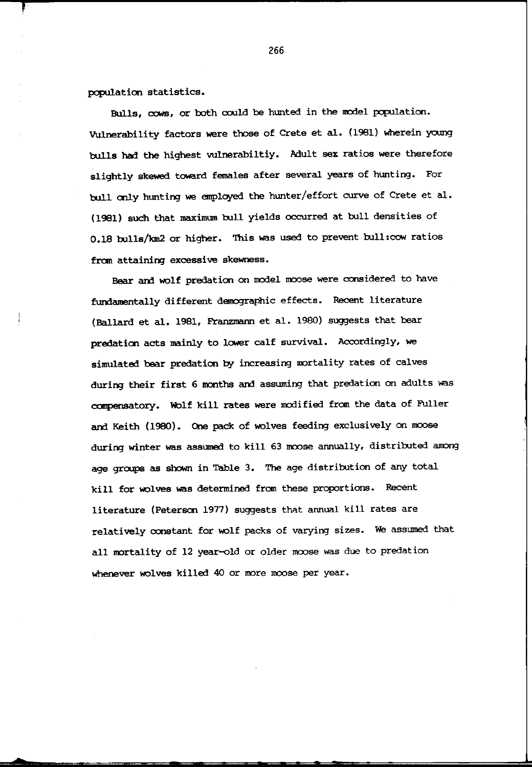population statistics.

Bulls, cows, or both could be hunted in the model population. Vulnerability factors were those of Crete et al. (1981) wherein young bulls had the highest vulnerabiltiy. Adult sex ratios were therefore slightly skewed toward females after several years of hunting. For bull only hunting we employed the hunter/effort curve of Crete et al. (1981) such that maximum bull yields occurred at bull densities of 0.18 bulls/km2 or higher. This was used to prevent bull:cow ratios from attaining excessive skewness.

Bear and wolf predation on model moose were considered to have fundamentally different demographic effects. Recent literature (Ballard et al. 1981, Franzmann et al. 1980) suggests that bear predation acts mainly to lower calf survival. Accordingly, we simulated bear predation by increasing mortality rates of calves during their first 6 months and assuming that predation on adults was compensatory. Wolf kill rates were modified from the data of Fuller and Keith (1980). One pack of wolves feeding exclusively on moose during winter was assumed to kill 63 moose annually, distributed among age groups as shown in Table 3. The age distribution of any total kill for wolves was determined from these proportions. Recent literature (Peterson 1977) suggests that annual kill rates are relatively constant for wolf packs of varying sizes. We assumed that all mortality of 12 year-old or older moose was due to predation whenever wolves killed 40 or more moose per year.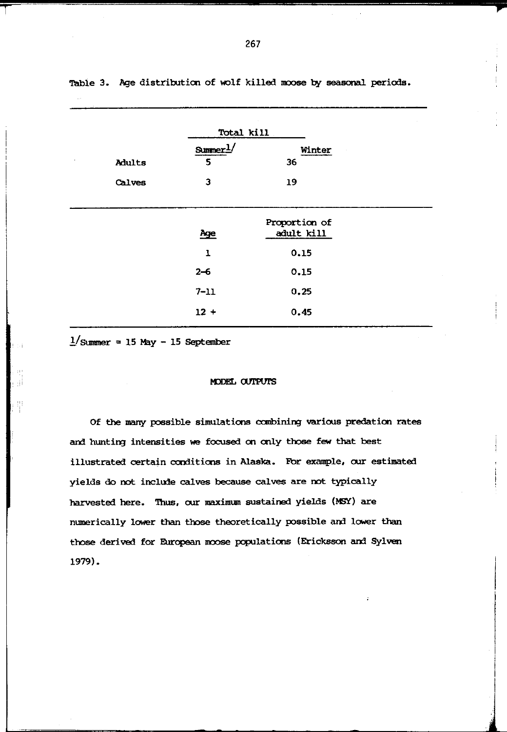Table 3. Age distribution of wolf killed moose by seasonal periods.

| | Total kill | |
|---|---|---|
| | Summer[1] | Winter |
| Adults | 5 | 36 |
| Calves | 3 | 19 |

| Age | Proportion of adult kill |
|---|---|
| 1 | 0.15 |
| 2-6 | 0.15 |
| 7-11 | 0.25 |
| 12 + | 0.45 |

[1]Summer = 15 May - 15 September

## MODEL OUTPUTS

Of the many possible simulations combining various predation rates and hunting intensities we focused on only those few that best illustrated certain conditions in Alaska. For example, our estimated yields do not include calves because calves are not typically harvested here. Thus, our maximum sustained yields (MSY) are numerically lower than those theoretically possible and lower than those derived for European moose populations (Ericksson and Sylven 1979).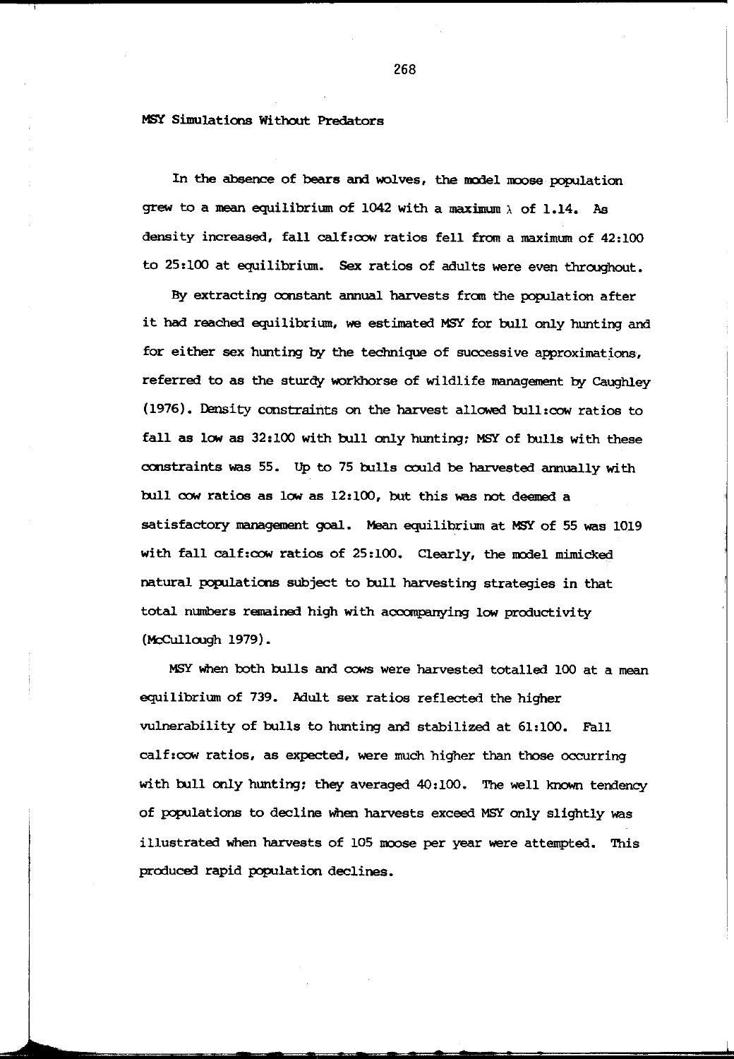## MSY Simulations Without Predators

In the absence of bears and wolves, the model moose population grew to a mean equilibrium of 1042 with a maximum $\lambda$ of 1.14. As density increased, fall calf:cow ratios fell from a maximum of 42:100 to 25:100 at equilibrium. Sex ratios of adults were even throughout.

By extracting constant annual harvests from the population after it had reached equilibrium, we estimated MSY for bull only hunting and for either sex hunting by the technique of successive approximations, referred to as the sturdy workhorse of wildlife management by Caughley (1976). Density constraints on the harvest allowed bull:cow ratios to fall as low as 32:100 with bull only hunting; MSY of bulls with these constraints was 55. Up to 75 bulls could be harvested annually with bull cow ratios as low as 12:100, but this was not deemed a satisfactory management goal. Mean equilibrium at MSY of 55 was 1019 with fall calf:cow ratios of 25:100. Clearly, the model mimicked natural populations subject to bull harvesting strategies in that total numbers remained high with accompanying low productivity (McCullough 1979).

MSY when both bulls and cows were harvested totalled 100 at a mean equilibrium of 739. Adult sex ratios reflected the higher vulnerability of bulls to hunting and stabilized at 61:100. Fall calf:cow ratios, as expected, were much higher than those occurring with bull only hunting; they averaged 40:100. The well known tendency of populations to decline when harvests exceed MSY only slightly was illustrated when harvests of 105 moose per year were attempted. This produced rapid population declines.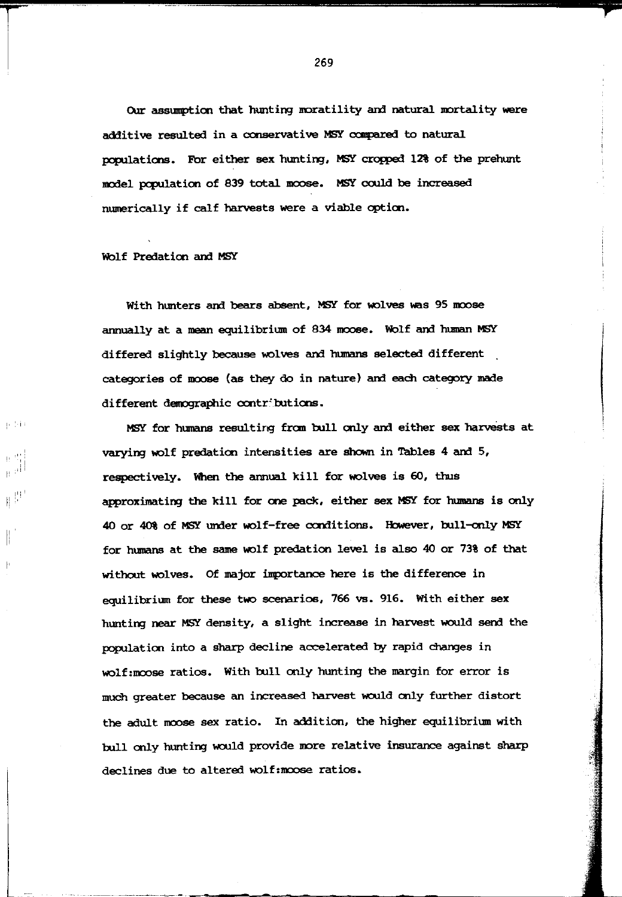Our assumption that hunting moratility and natural mortality were additive resulted in a conservative MSY compared to natural populations. For either sex hunting, MSY cropped 12% of the prehunt model population of 839 total moose. MSY could be increased numerically if calf harvests were a viable option.

### Wolf Predation and MSY

With hunters and bears absent, MSY for wolves was 95 moose annually at a mean equilibrium of 834 moose. Wolf and human MSY differed slightly because wolves and humans selected different categories of moose (as they do in nature) and each category made different demographic contributions.

MSY for humans resulting from bull only and either sex harvests at varying wolf predation intensities are shown in Tables 4 and 5, respectively. When the annual kill for wolves is 60, thus approximating the kill for one pack, either sex MSY for humans is only 40 or 40% of MSY under wolf-free conditions. However, bull-only MSY for humans at the same wolf predation level is also 40 or 73% of that without wolves. Of major importance here is the difference in equilibrium for these two scenarios, 766 vs. 916. With either sex hunting near MSY density, a slight increase in harvest would send the population into a sharp decline accelerated by rapid changes in wolf:moose ratios. With bull only hunting the margin for error is much greater because an increased harvest would only further distort the adult moose sex ratio. In addition, the higher equilibrium with bull only hunting would provide more relative insurance against sharp declines due to altered wolf:moose ratios.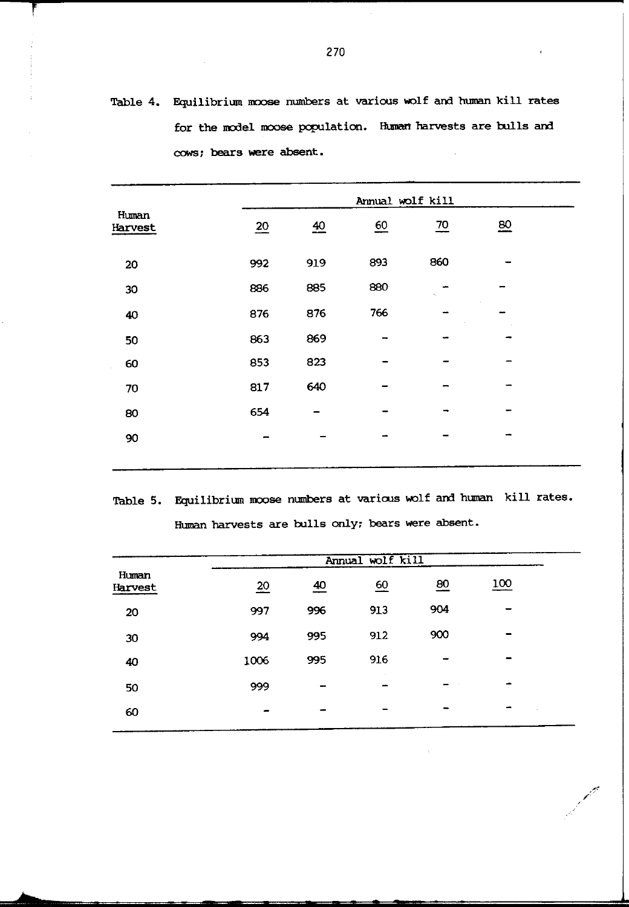Table 4. Equilibrium moose numbers at various wolf and human kill rates for the model moose population. Human harvests are bulls and cows; bears were absent.

| Human Harvest | Annual wolf kill | | | | |
|---|---|---|---|---|---|
| | 20 | 40 | 60 | 70 | 80 |
| 20 | 992 | 919 | 893 | 860 | – |
| 30 | 886 | 885 | 880 | – | – |
| 40 | 876 | 876 | 766 | – | – |
| 50 | 863 | 869 | – | – | – |
| 60 | 853 | 823 | – | – | – |
| 70 | 817 | 640 | – | – | – |
| 80 | 654 | – | – | – | – |
| 90 | – | – | – | – | – |

Table 5. Equilibrium moose numbers at various wolf and human kill rates. Human harvests are bulls only; bears were absent.

| Human Harvest | Annual wolf kill | | | | |
|---|---|---|---|---|---|
| | 20 | 40 | 60 | 80 | 100 |
| 20 | 997 | 996 | 913 | 904 | – |
| 30 | 994 | 995 | 912 | 900 | – |
| 40 | 1006 | 995 | 916 | – | – |
| 50 | 999 | – | – | – | – |
| 60 | – | – | – | – | – |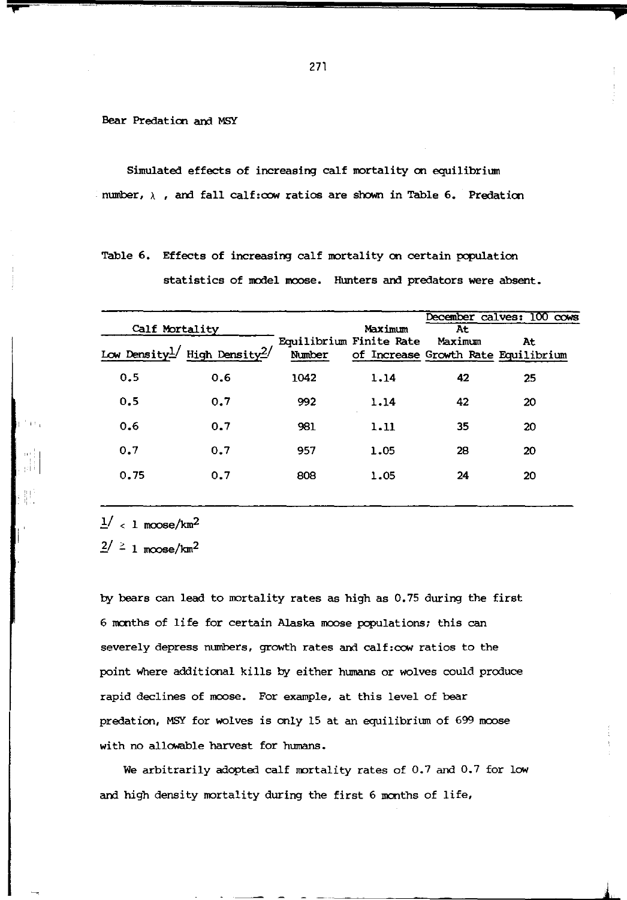Bear Predation and MSY

Simulated effects of increasing calf mortality on equilibrium number, $\lambda$ , and fall calf:cow ratios are shown in Table 6. Predation

Table 6. Effects of increasing calf mortality on certain population statistics of model moose. Hunters and predators were absent.

| Calf Mortality | | | | December calves: 100 cows | |
|---|---|---|---|---|---|
| Low Density[1] | High Density[2] | Equilibrium Number | Maximum Finite Rate of Increase | At Maximum Growth Rate | At Equilibrium |
| 0.5 | 0.6 | 1042 | 1.14 | 42 | 25 |
| 0.5 | 0.7 | 992 | 1.14 | 42 | 20 |
| 0.6 | 0.7 | 981 | 1.11 | 35 | 20 |
| 0.7 | 0.7 | 957 | 1.05 | 28 | 20 |
| 0.75 | 0.7 | 808 | 1.05 | 24 | 20 |

[1] $< 1$ moose/km$^2$

[2] $\geq 1$ moose/km$^2$

by bears can lead to mortality rates as high as 0.75 during the first 6 months of life for certain Alaska moose populations; this can severely depress numbers, growth rates and calf:cow ratios to the point where additional kills by either humans or wolves could produce rapid declines of moose. For example, at this level of bear predation, MSY for wolves is only 15 at an equilibrium of 699 moose with no allowable harvest for humans.

We arbitrarily adopted calf mortality rates of 0.7 and 0.7 for low and high density mortality during the first 6 months of life,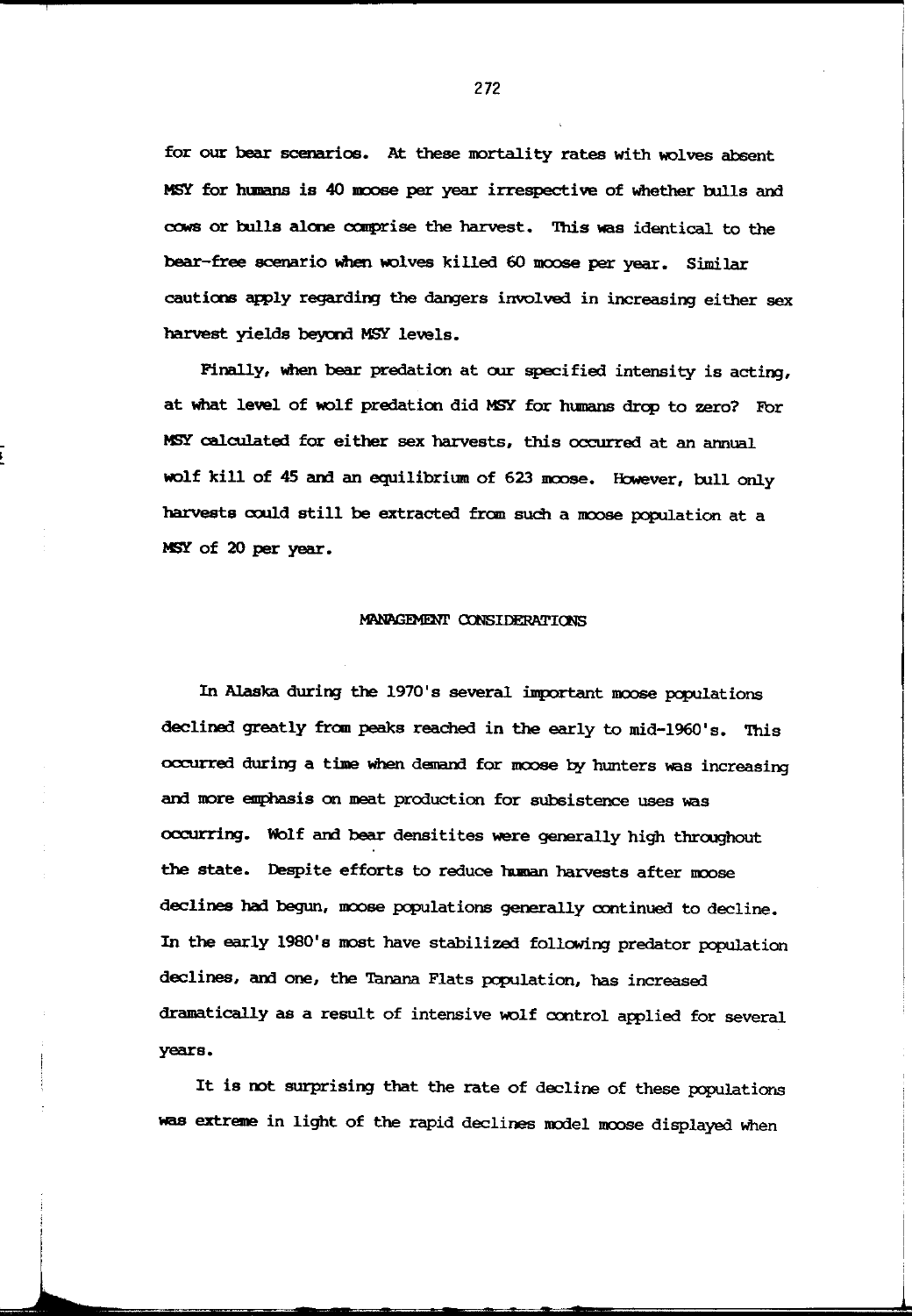for our bear scenarios. At these mortality rates with wolves absent MSY for humans is 40 moose per year irrespective of whether bulls and cows or bulls alone comprise the harvest. This was identical to the bear-free scenario when wolves killed 60 moose per year. Similar cautions apply regarding the dangers involved in increasing either sex harvest yields beyond MSY levels.

Finally, when bear predation at our specified intensity is acting, at what level of wolf predation did MSY for humans drop to zero? For MSY calculated for either sex harvests, this occurred at an annual wolf kill of 45 and an equilibrium of 623 moose. However, bull only harvests could still be extracted from such a moose population at a MSY of 20 per year.

## MANAGEMENT CONSIDERATIONS

In Alaska during the 1970's several important moose populations declined greatly from peaks reached in the early to mid-1960's. This occurred during a time when demand for moose by hunters was increasing and more emphasis on meat production for subsistence uses was occurring. Wolf and bear densitites were generally high throughout the state. Despite efforts to reduce human harvests after moose declines had begun, moose populations generally continued to decline. In the early 1980's most have stabilized following predator population declines, and one, the Tanana Flats population, has increased dramatically as a result of intensive wolf control applied for several years.

It is not surprising that the rate of decline of these populations was extreme in light of the rapid declines model moose displayed when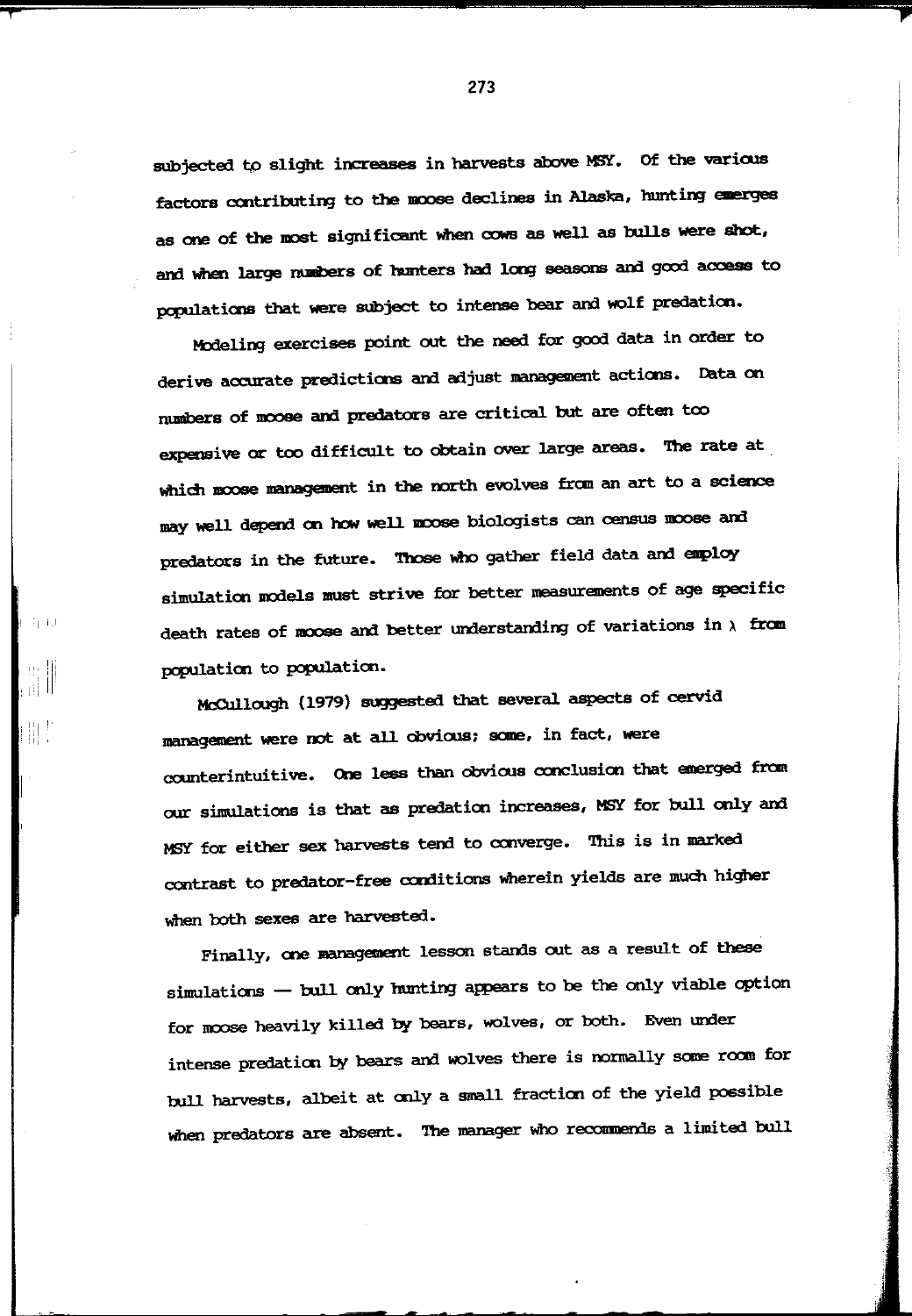subjected to slight increases in harvests above MSY. Of the various factors contributing to the moose declines in Alaska, hunting emerges as one of the most significant when cows as well as bulls were shot, and when large numbers of hunters had long seasons and good access to populations that were subject to intense bear and wolf predation.

Modeling exercises point out the need for good data in order to derive accurate predictions and adjust management actions. Data on numbers of moose and predators are critical but are often too expensive or too difficult to obtain over large areas. The rate at which moose management in the north evolves from an art to a science may well depend on how well moose biologists can census moose and predators in the future. Those who gather field data and employ simulation models must strive for better measurements of age specific death rates of moose and better understanding of variations in $\lambda$ from population to population.

McCullough (1979) suggested that several aspects of cervid management were not at all obvious; some, in fact, were counterintuitive. One less than obvious conclusion that emerged from our simulations is that as predation increases, MSY for bull only and MSY for either sex harvests tend to converge. This is in marked contrast to predator-free conditions wherein yields are much higher when both sexes are harvested.

Finally, one management lesson stands out as a result of these simulations — bull only hunting appears to be the only viable option for moose heavily killed by bears, wolves, or both. Even under intense predation by bears and wolves there is normally some room for bull harvests, albeit at only a small fraction of the yield possible when predators are absent. The manager who recommends a limited bull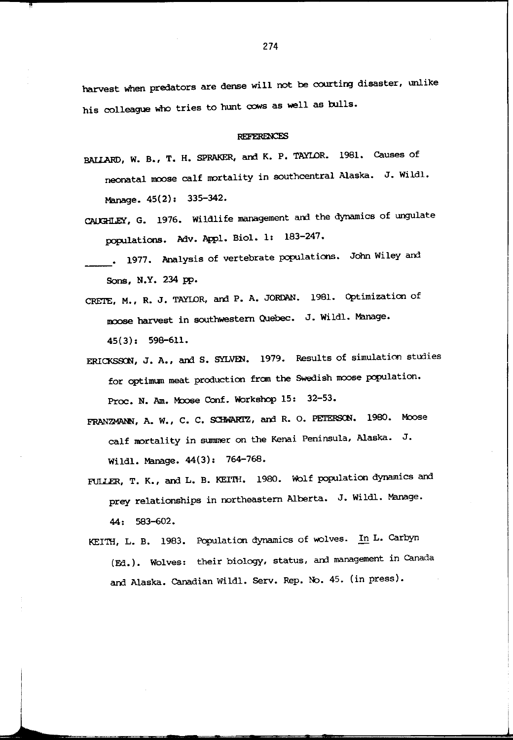harvest when predators are dense will not be courting disaster, unlike his colleague who tries to hunt cows as well as bulls.

## REFERENCES

BALLARD, W. B., T. H. SPRAKER, and K. P. TAYLOR. 1981. Causes of neonatal moose calf mortality in southcentral Alaska. J. Wildl. Manage. 45(2): 335-342.

CAUGHLEY, G. 1976. Wildlife management and the dynamics of ungulate populations. Adv. Appl. Biol. 1: 183-247.

_____. 1977. Analysis of vertebrate populations. John Wiley and Sons, N.Y. 234 pp.

CRETE, M., R. J. TAYLOR, and P. A. JORDAN. 1981. Optimization of moose harvest in southwestern Quebec. J. Wildl. Manage. 45(3): 598-611.

ERICKSSON, J. A., and S. SYLVEN. 1979. Results of simulation studies for optimum meat production from the Swedish moose population. Proc. N. Am. Moose Conf. Workshop 15: 32-53.

FRANZMANN, A. W., C. C. SCHWARTZ, and R. O. PETERSON. 1980. Moose calf mortality in summer on the Kenai Peninsula, Alaska. J. Wildl. Manage. 44(3): 764-768.

FULLER, T. K., and L. B. KEITH. 1980. Wolf population dynamics and prey relationships in northeastern Alberta. J. Wildl. Manage. 44: 583-602.

KEITH, L. B. 1983. Population dynamics of wolves. In L. Carbyn (Ed.). Wolves: their biology, status, and management in Canada and Alaska. Canadian Wildl. Serv. Rep. No. 45. (in press).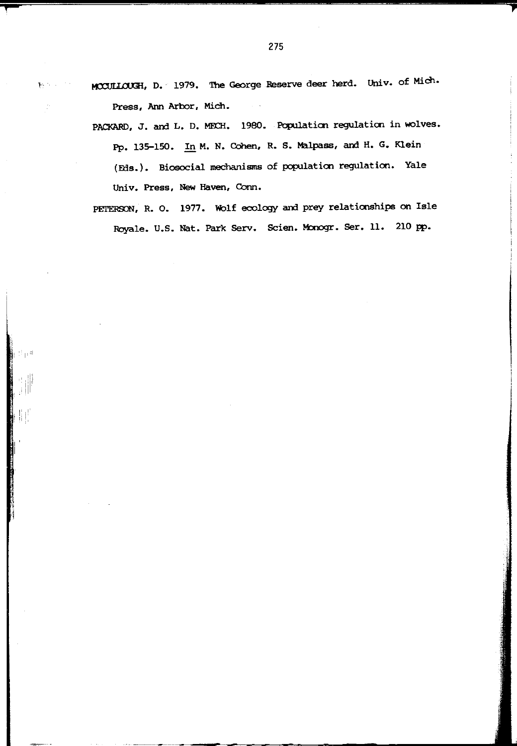MCCULLOUGH, D. 1979. The George Reserve deer herd. Univ. of Mich. Press, Ann Arbor, Mich.

PACKARD, J. and L. D. MECH. 1980. Population regulation in wolves. Pp. 135-150. In M. N. Cohen, R. S. Malpass, and H. G. Klein (Eds.). Biosocial mechanisms of population regulation. Yale Univ. Press, New Haven, Conn.

PETERSON, R. O. 1977. Wolf ecology and prey relationships on Isle Royale. U.S. Nat. Park Serv. Scien. Monogr. Ser. 11. 210 pp.